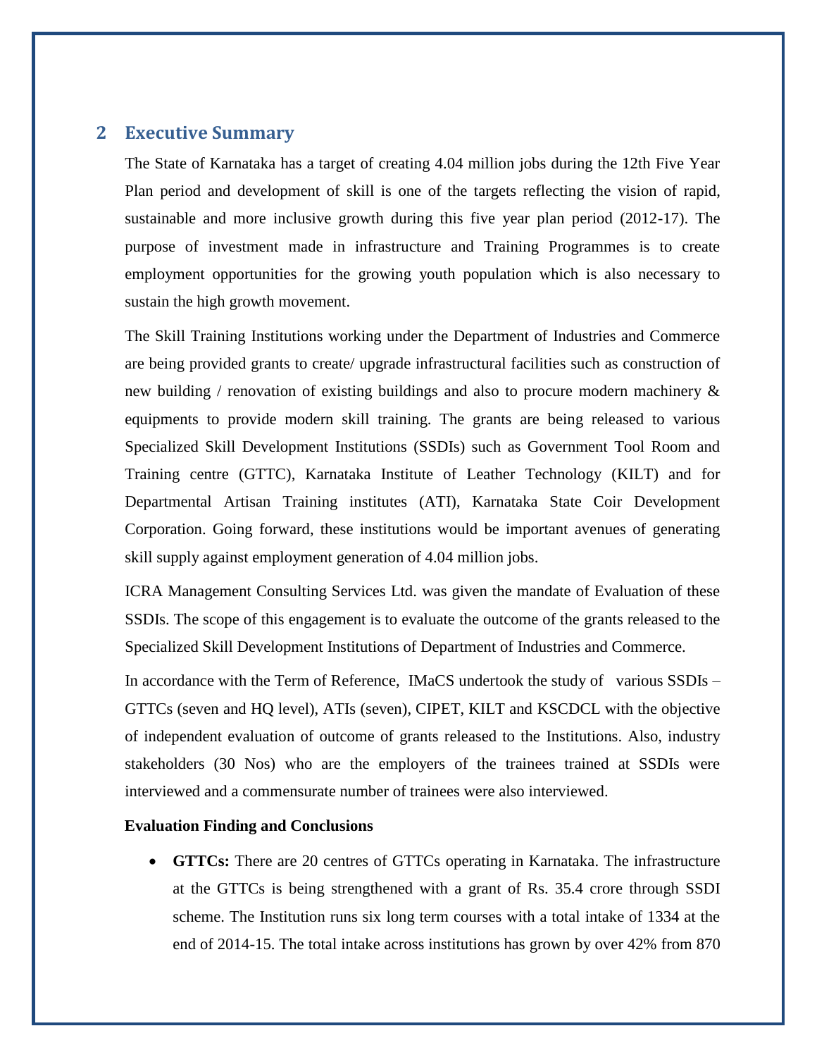## 2 Executive Summary

The State of Karnataka has a target of creating 4.04 million jobs during the 12th Five Year Plan period and development of skill is one of the targets reflecting the vision of rapid, sustainable and more inclusive growth during this five year plan period (2012-17). The purpose of investment made in infrastructure and Training Programmes is to create employment opportunities for the growing youth population which is also necessary to sustain the high growth movement.

The Skill Training Institutions working under the Department of Industries and Commerce are being provided grants to create/ upgrade infrastructural facilities such as construction of new building / renovation of existing buildings and also to procure modern machinery & equipments to provide modern skill training. The grants are being released to various Specialized Skill Development Institutions (SSDIs) such as Government Tool Room and Training centre (GTTC), Karnataka Institute of Leather Technology (KILT) and for Departmental Artisan Training institutes (ATI), Karnataka State Coir Development Corporation. Going forward, these institutions would be important avenues of generating skill supply against employment generation of 4.04 million jobs.

ICRA Management Consulting Services Ltd. was given the mandate of Evaluation of these SSDIs. The scope of this engagement is to evaluate the outcome of the grants released to the Specialized Skill Development Institutions of Department of Industries and Commerce.

In accordance with the Term of Reference, IMaCS undertook the study of various SSDIs – GTTCs (seven and HQ level), ATIs (seven), CIPET, KILT and KSCDCL with the objective of independent evaluation of outcome of grants released to the Institutions. Also, industry stakeholders (30 Nos) who are the employers of the trainees trained at SSDIs were interviewed and a commensurate number of trainees were also interviewed.

**Evaluation Finding and Conclusions**

- **GTTCs:** There are 20 centres of GTTCs operating in Karnataka. The infrastructure at the GTTCs is being strengthened with a grant of Rs. 35.4 crore through SSDI scheme. The Institution runs six long term courses with a total intake of 1334 at the end of 2014-15. The total intake across institutions has grown by over 42% from 870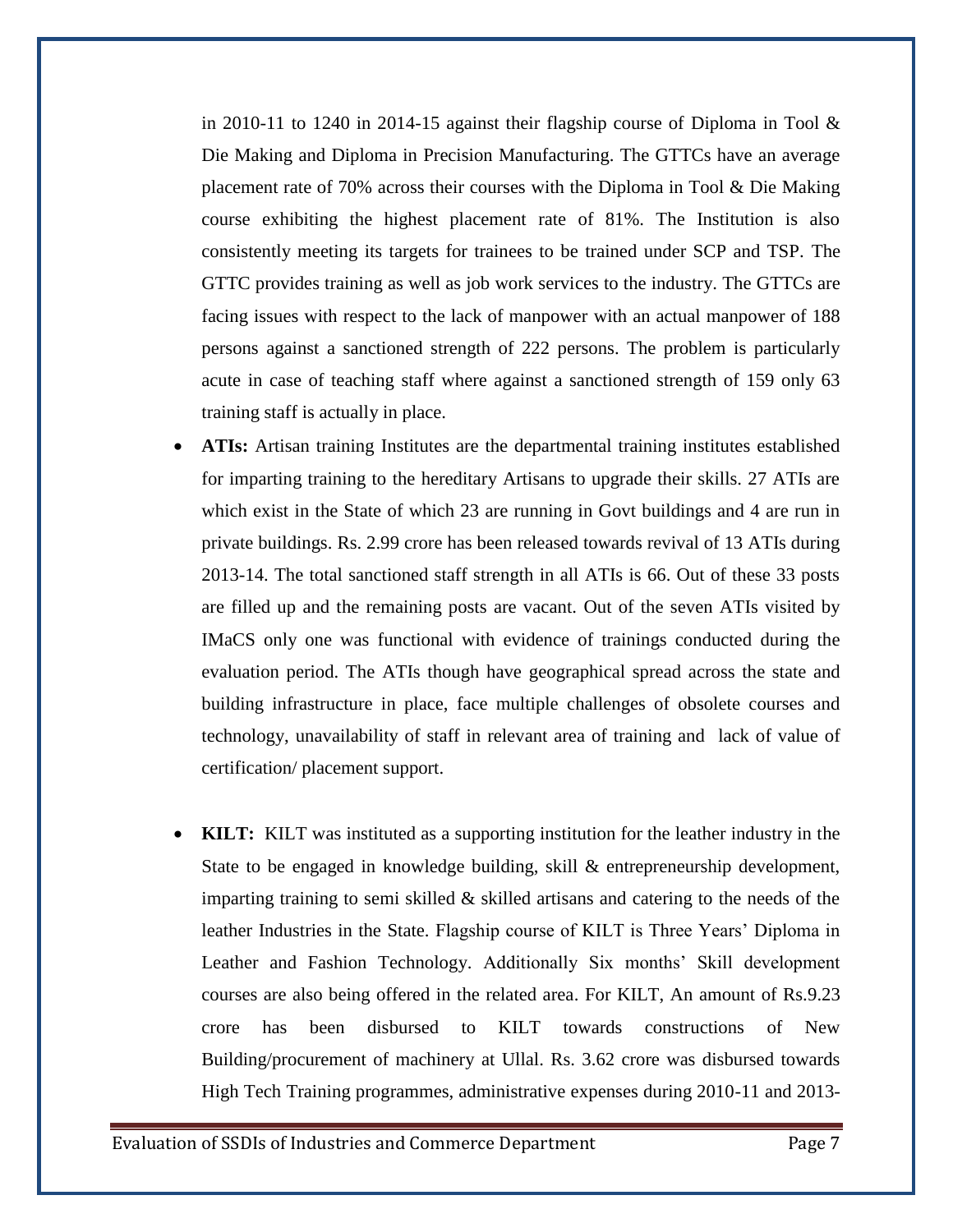in 2010-11 to 1240 in 2014-15 against their flagship course of Diploma in Tool & Die Making and Diploma in Precision Manufacturing. The GTTCs have an average placement rate of 70% across their courses with the Diploma in Tool & Die Making course exhibiting the highest placement rate of 81%. The Institution is also consistently meeting its targets for trainees to be trained under SCP and TSP. The GTTC provides training as well as job work services to the industry. The GTTCs are facing issues with respect to the lack of manpower with an actual manpower of 188 persons against a sanctioned strength of 222 persons. The problem is particularly acute in case of teaching staff where against a sanctioned strength of 159 only 63 training staff is actually in place.

- **ATIs:** Artisan training Institutes are the departmental training institutes established for imparting training to the hereditary Artisans to upgrade their skills. 27 ATIs are which exist in the State of which 23 are running in Govt buildings and 4 are run in private buildings. Rs. 2.99 crore has been released towards revival of 13 ATIs during 2013-14. The total sanctioned staff strength in all ATIs is 66. Out of these 33 posts are filled up and the remaining posts are vacant. Out of the seven ATIs visited by IMaCS only one was functional with evidence of trainings conducted during the evaluation period. The ATIs though have geographical spread across the state and building infrastructure in place, face multiple challenges of obsolete courses and technology, unavailability of staff in relevant area of training and lack of value of certification/ placement support.

- **KILT:** KILT was instituted as a supporting institution for the leather industry in the State to be engaged in knowledge building, skill & entrepreneurship development, imparting training to semi skilled & skilled artisans and catering to the needs of the leather Industries in the State. Flagship course of KILT is Three Years' Diploma in Leather and Fashion Technology. Additionally Six months' Skill development courses are also being offered in the related area. For KILT, An amount of Rs.9.23 crore has been disbursed to KILT towards constructions of New Building/procurement of machinery at Ullal. Rs. 3.62 crore was disbursed towards High Tech Training programmes, administrative expenses during 2010-11 and 2013-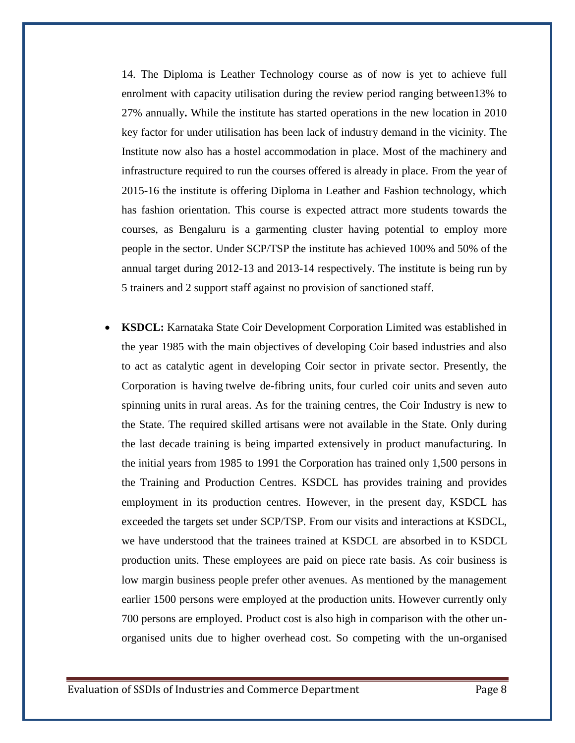14. The Diploma is Leather Technology course as of now is yet to achieve full enrolment with capacity utilisation during the review period ranging between13% to 27% annually**.** While the institute has started operations in the new location in 2010 key factor for under utilisation has been lack of industry demand in the vicinity. The Institute now also has a hostel accommodation in place. Most of the machinery and infrastructure required to run the courses offered is already in place. From the year of 2015-16 the institute is offering Diploma in Leather and Fashion technology, which has fashion orientation. This course is expected attract more students towards the courses, as Bengaluru is a garmenting cluster having potential to employ more people in the sector. Under SCP/TSP the institute has achieved 100% and 50% of the annual target during 2012-13 and 2013-14 respectively. The institute is being run by 5 trainers and 2 support staff against no provision of sanctioned staff.

- **KSDCL:** Karnataka State Coir Development Corporation Limited was established in the year 1985 with the main objectives of developing Coir based industries and also to act as catalytic agent in developing Coir sector in private sector. Presently, the Corporation is having twelve de-fibring units, four curled coir units and seven auto spinning units in rural areas. As for the training centres, the Coir Industry is new to the State. The required skilled artisans were not available in the State. Only during the last decade training is being imparted extensively in product manufacturing. In the initial years from 1985 to 1991 the Corporation has trained only 1,500 persons in the Training and Production Centres. KSDCL has provides training and provides employment in its production centres. However, in the present day, KSDCL has exceeded the targets set under SCP/TSP. From our visits and interactions at KSDCL, we have understood that the trainees trained at KSDCL are absorbed in to KSDCL production units. These employees are paid on piece rate basis. As coir business is low margin business people prefer other avenues. As mentioned by the management earlier 1500 persons were employed at the production units. However currently only 700 persons are employed. Product cost is also high in comparison with the other un-organised units due to higher overhead cost. So competing with the un-organised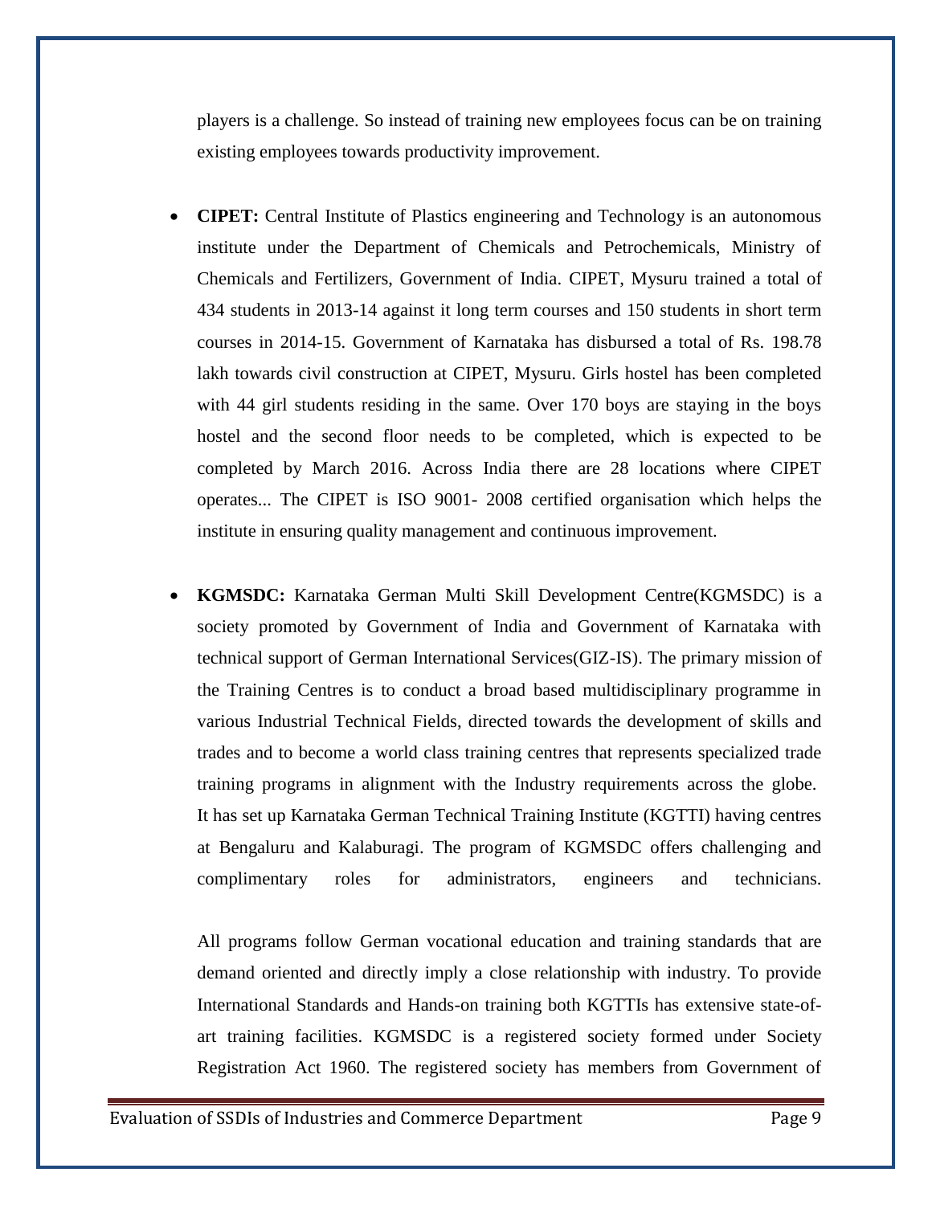players is a challenge. So instead of training new employees focus can be on training existing employees towards productivity improvement.

- **CIPET:** Central Institute of Plastics engineering and Technology is an autonomous institute under the Department of Chemicals and Petrochemicals, Ministry of Chemicals and Fertilizers, Government of India. CIPET, Mysuru trained a total of 434 students in 2013-14 against it long term courses and 150 students in short term courses in 2014-15. Government of Karnataka has disbursed a total of Rs. 198.78 lakh towards civil construction at CIPET, Mysuru. Girls hostel has been completed with 44 girl students residing in the same. Over 170 boys are staying in the boys hostel and the second floor needs to be completed, which is expected to be completed by March 2016. Across India there are 28 locations where CIPET operates... The CIPET is ISO 9001- 2008 certified organisation which helps the institute in ensuring quality management and continuous improvement.

- **KGMSDC:** Karnataka German Multi Skill Development Centre(KGMSDC) is a society promoted by Government of India and Government of Karnataka with technical support of German International Services(GIZ-IS). The primary mission of the Training Centres is to conduct a broad based multidisciplinary programme in various Industrial Technical Fields, directed towards the development of skills and trades and to become a world class training centres that represents specialized trade training programs in alignment with the Industry requirements across the globe. It has set up Karnataka German Technical Training Institute (KGTTI) having centres at Bengaluru and Kalaburagi. The program of KGMSDC offers challenging and complimentary roles for administrators, engineers and technicians.

  All programs follow German vocational education and training standards that are demand oriented and directly imply a close relationship with industry. To provide International Standards and Hands-on training both KGTTIs has extensive state-of-art training facilities. KGMSDC is a registered society formed under Society Registration Act 1960. The registered society has members from Government of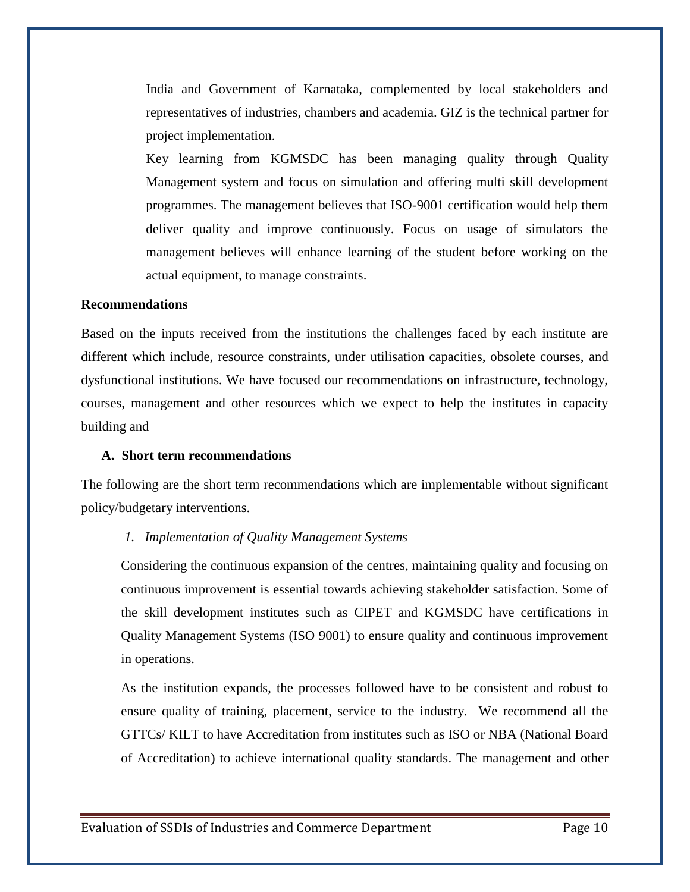India and Government of Karnataka, complemented by local stakeholders and representatives of industries, chambers and academia. GIZ is the technical partner for project implementation.

Key learning from KGMSDC has been managing quality through Quality Management system and focus on simulation and offering multi skill development programmes. The management believes that ISO-9001 certification would help them deliver quality and improve continuously. Focus on usage of simulators the management believes will enhance learning of the student before working on the actual equipment, to manage constraints.

**Recommendations**

Based on the inputs received from the institutions the challenges faced by each institute are different which include, resource constraints, under utilisation capacities, obsolete courses, and dysfunctional institutions. We have focused our recommendations on infrastructure, technology, courses, management and other resources which we expect to help the institutes in capacity building and

**A. Short term recommendations**

The following are the short term recommendations which are implementable without significant policy/budgetary interventions.

*1. Implementation of Quality Management Systems*

Considering the continuous expansion of the centres, maintaining quality and focusing on continuous improvement is essential towards achieving stakeholder satisfaction. Some of the skill development institutes such as CIPET and KGMSDC have certifications in Quality Management Systems (ISO 9001) to ensure quality and continuous improvement in operations.

As the institution expands, the processes followed have to be consistent and robust to ensure quality of training, placement, service to the industry. We recommend all the GTTCs/ KILT to have Accreditation from institutes such as ISO or NBA (National Board of Accreditation) to achieve international quality standards. The management and other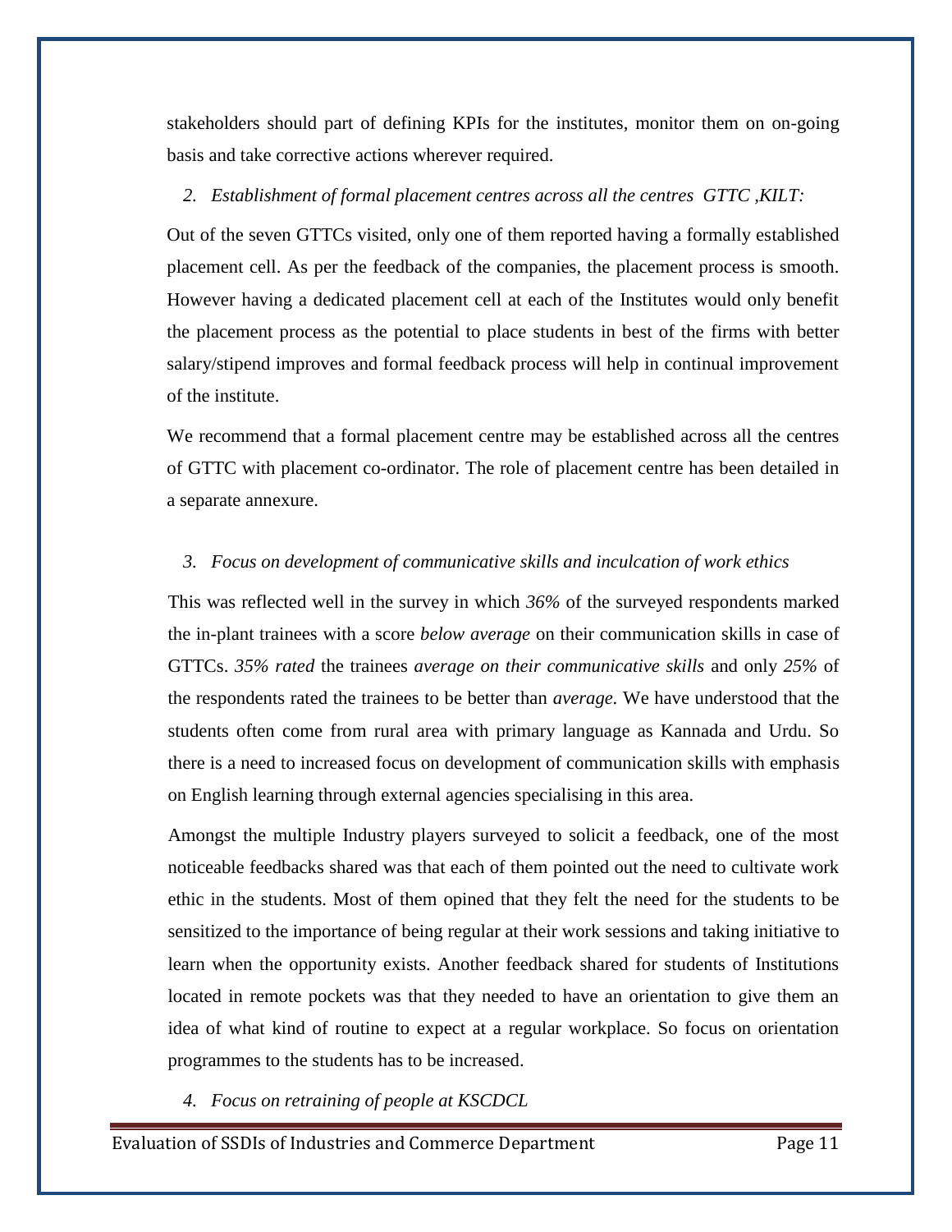stakeholders should part of defining KPIs for the institutes, monitor them on on-going basis and take corrective actions wherever required.

2. *Establishment of formal placement centres across all the centres GTTC ,KILT:*

Out of the seven GTTCs visited, only one of them reported having a formally established placement cell. As per the feedback of the companies, the placement process is smooth. However having a dedicated placement cell at each of the Institutes would only benefit the placement process as the potential to place students in best of the firms with better salary/stipend improves and formal feedback process will help in continual improvement of the institute.

We recommend that a formal placement centre may be established across all the centres of GTTC with placement co-ordinator. The role of placement centre has been detailed in a separate annexure.

3. *Focus on development of communicative skills and inculcation of work ethics*

This was reflected well in the survey in which *36%* of the surveyed respondents marked the in-plant trainees with a score *below average* on their communication skills in case of GTTCs. *35% rated* the trainees *average on their communicative skills* and only *25%* of the respondents rated the trainees to be better than *average.* We have understood that the students often come from rural area with primary language as Kannada and Urdu. So there is a need to increased focus on development of communication skills with emphasis on English learning through external agencies specialising in this area.

Amongst the multiple Industry players surveyed to solicit a feedback, one of the most noticeable feedbacks shared was that each of them pointed out the need to cultivate work ethic in the students. Most of them opined that they felt the need for the students to be sensitized to the importance of being regular at their work sessions and taking initiative to learn when the opportunity exists. Another feedback shared for students of Institutions located in remote pockets was that they needed to have an orientation to give them an idea of what kind of routine to expect at a regular workplace. So focus on orientation programmes to the students has to be increased.

4. *Focus on retraining of people at KSCDCL*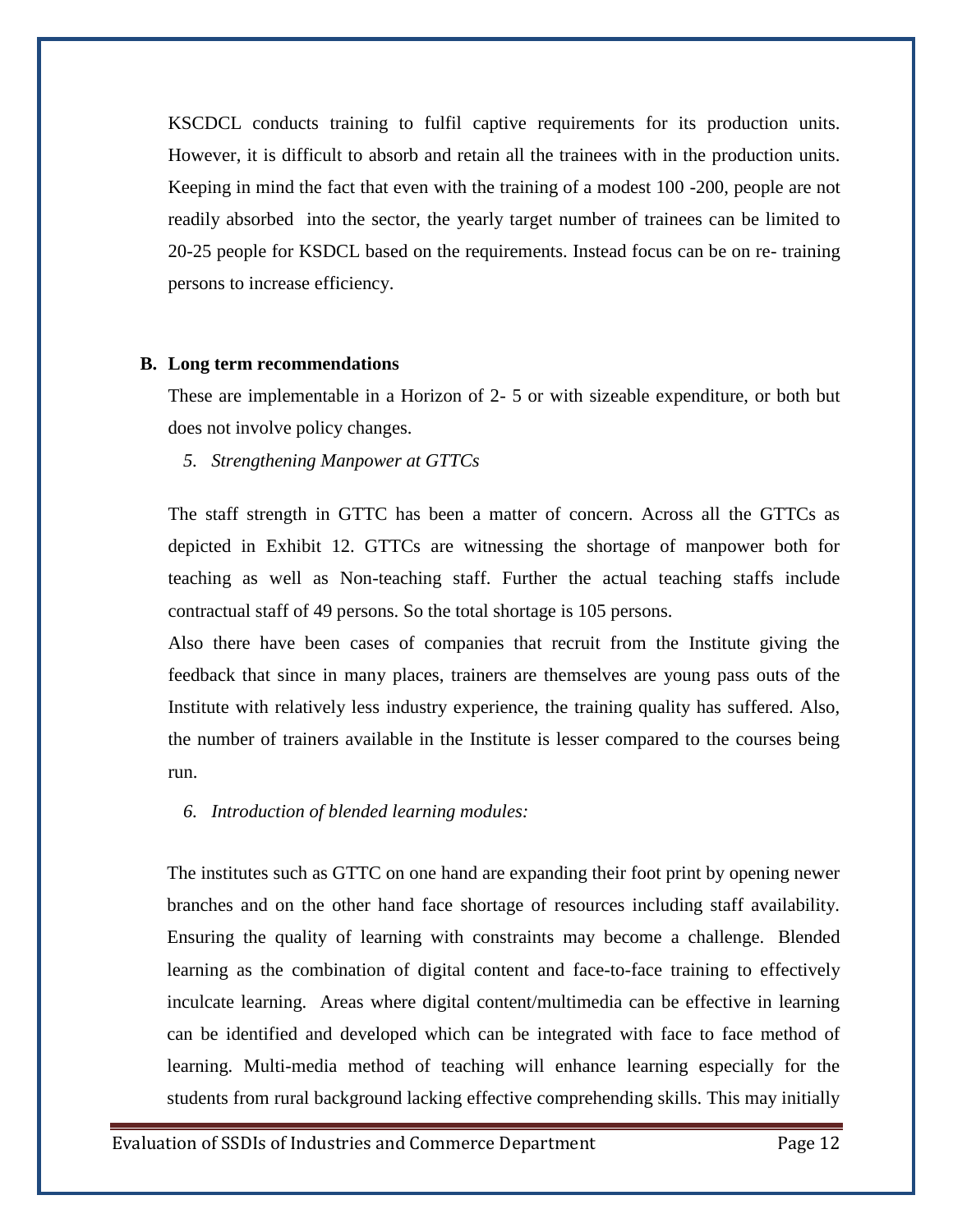KSCDCL conducts training to fulfil captive requirements for its production units. However, it is difficult to absorb and retain all the trainees with in the production units. Keeping in mind the fact that even with the training of a modest 100 -200, people are not readily absorbed into the sector, the yearly target number of trainees can be limited to 20-25 people for KSDCL based on the requirements. Instead focus can be on re- training persons to increase efficiency.

**B. Long term recommendations**

These are implementable in a Horizon of 2- 5 or with sizeable expenditure, or both but does not involve policy changes.

*5. Strengthening Manpower at GTTCs*

The staff strength in GTTC has been a matter of concern. Across all the GTTCs as depicted in Exhibit 12. GTTCs are witnessing the shortage of manpower both for teaching as well as Non-teaching staff. Further the actual teaching staffs include contractual staff of 49 persons. So the total shortage is 105 persons.

Also there have been cases of companies that recruit from the Institute giving the feedback that since in many places, trainers are themselves are young pass outs of the Institute with relatively less industry experience, the training quality has suffered. Also, the number of trainers available in the Institute is lesser compared to the courses being run.

*6. Introduction of blended learning modules:*

The institutes such as GTTC on one hand are expanding their foot print by opening newer branches and on the other hand face shortage of resources including staff availability. Ensuring the quality of learning with constraints may become a challenge. Blended learning as the combination of digital content and face-to-face training to effectively inculcate learning. Areas where digital content/multimedia can be effective in learning can be identified and developed which can be integrated with face to face method of learning. Multi-media method of teaching will enhance learning especially for the students from rural background lacking effective comprehending skills. This may initially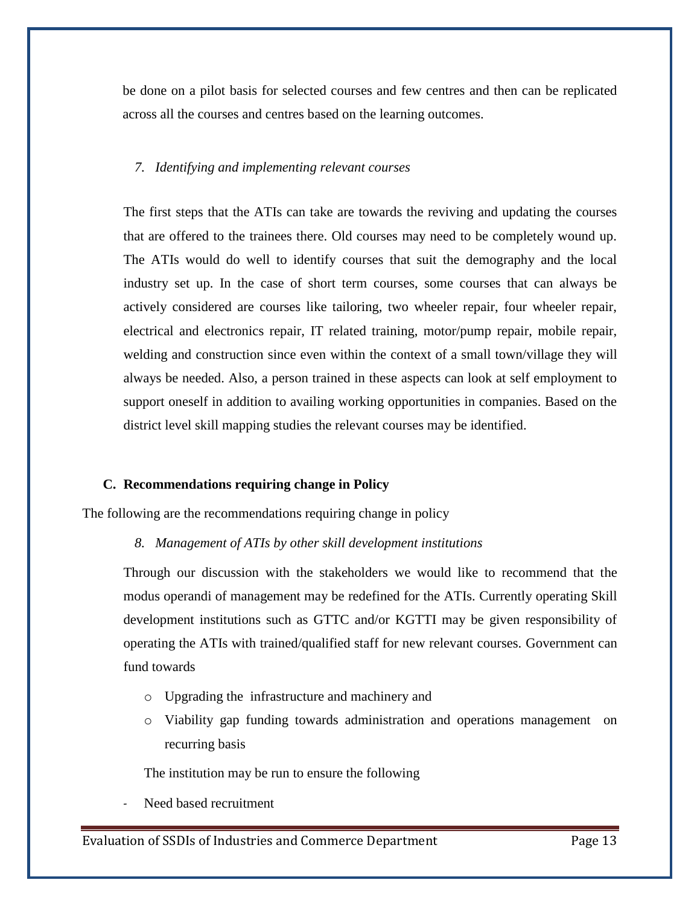be done on a pilot basis for selected courses and few centres and then can be replicated across all the courses and centres based on the learning outcomes.

*7. Identifying and implementing relevant courses*

The first steps that the ATIs can take are towards the reviving and updating the courses that are offered to the trainees there. Old courses may need to be completely wound up. The ATIs would do well to identify courses that suit the demography and the local industry set up. In the case of short term courses, some courses that can always be actively considered are courses like tailoring, two wheeler repair, four wheeler repair, electrical and electronics repair, IT related training, motor/pump repair, mobile repair, welding and construction since even within the context of a small town/village they will always be needed. Also, a person trained in these aspects can look at self employment to support oneself in addition to availing working opportunities in companies. Based on the district level skill mapping studies the relevant courses may be identified.

### C. Recommendations requiring change in Policy

The following are the recommendations requiring change in policy

*8. Management of ATIs by other skill development institutions*

Through our discussion with the stakeholders we would like to recommend that the modus operandi of management may be redefined for the ATIs. Currently operating Skill development institutions such as GTTC and/or KGTTI may be given responsibility of operating the ATIs with trained/qualified staff for new relevant courses. Government can fund towards

- Upgrading the infrastructure and machinery and
- Viability gap funding towards administration and operations management on recurring basis

The institution may be run to ensure the following

- Need based recruitment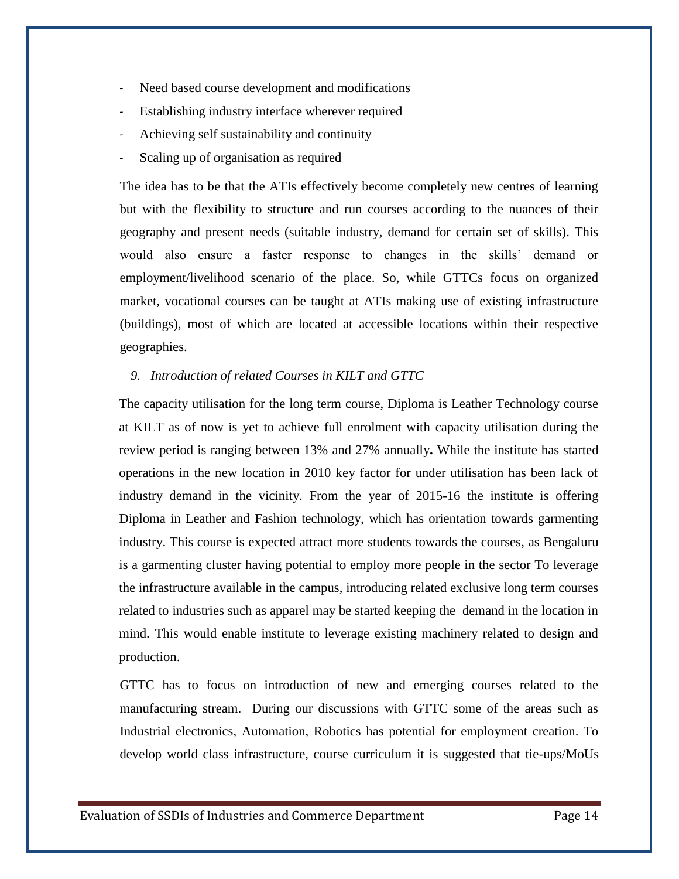- Need based course development and modifications
- Establishing industry interface wherever required
- Achieving self sustainability and continuity
- Scaling up of organisation as required

The idea has to be that the ATIs effectively become completely new centres of learning but with the flexibility to structure and run courses according to the nuances of their geography and present needs (suitable industry, demand for certain set of skills). This would also ensure a faster response to changes in the skills' demand or employment/livelihood scenario of the place. So, while GTTCs focus on organized market, vocational courses can be taught at ATIs making use of existing infrastructure (buildings), most of which are located at accessible locations within their respective geographies.

*9. Introduction of related Courses in KILT and GTTC*

The capacity utilisation for the long term course, Diploma is Leather Technology course at KILT as of now is yet to achieve full enrolment with capacity utilisation during the review period is ranging between 13% and 27% annually**.** While the institute has started operations in the new location in 2010 key factor for under utilisation has been lack of industry demand in the vicinity. From the year of 2015-16 the institute is offering Diploma in Leather and Fashion technology, which has orientation towards garmenting industry. This course is expected attract more students towards the courses, as Bengaluru is a garmenting cluster having potential to employ more people in the sector To leverage the infrastructure available in the campus, introducing related exclusive long term courses related to industries such as apparel may be started keeping the demand in the location in mind. This would enable institute to leverage existing machinery related to design and production.

GTTC has to focus on introduction of new and emerging courses related to the manufacturing stream. During our discussions with GTTC some of the areas such as Industrial electronics, Automation, Robotics has potential for employment creation. To develop world class infrastructure, course curriculum it is suggested that tie-ups/MoUs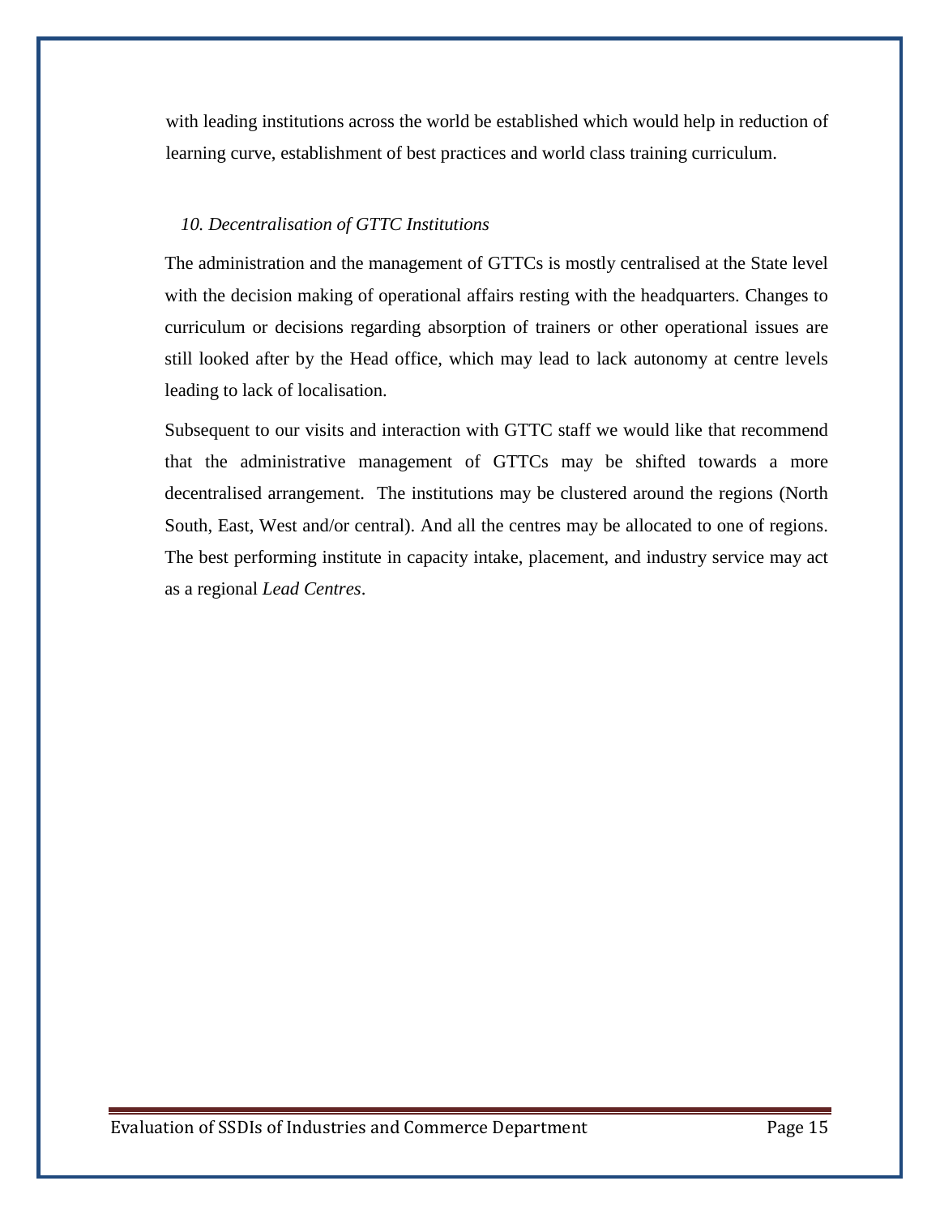with leading institutions across the world be established which would help in reduction of learning curve, establishment of best practices and world class training curriculum.

*10. Decentralisation of GTTC Institutions*

The administration and the management of GTTCs is mostly centralised at the State level with the decision making of operational affairs resting with the headquarters. Changes to curriculum or decisions regarding absorption of trainers or other operational issues are still looked after by the Head office, which may lead to lack autonomy at centre levels leading to lack of localisation.

Subsequent to our visits and interaction with GTTC staff we would like that recommend that the administrative management of GTTCs may be shifted towards a more decentralised arrangement. The institutions may be clustered around the regions (North South, East, West and/or central). And all the centres may be allocated to one of regions. The best performing institute in capacity intake, placement, and industry service may act as a regional *Lead Centres*.